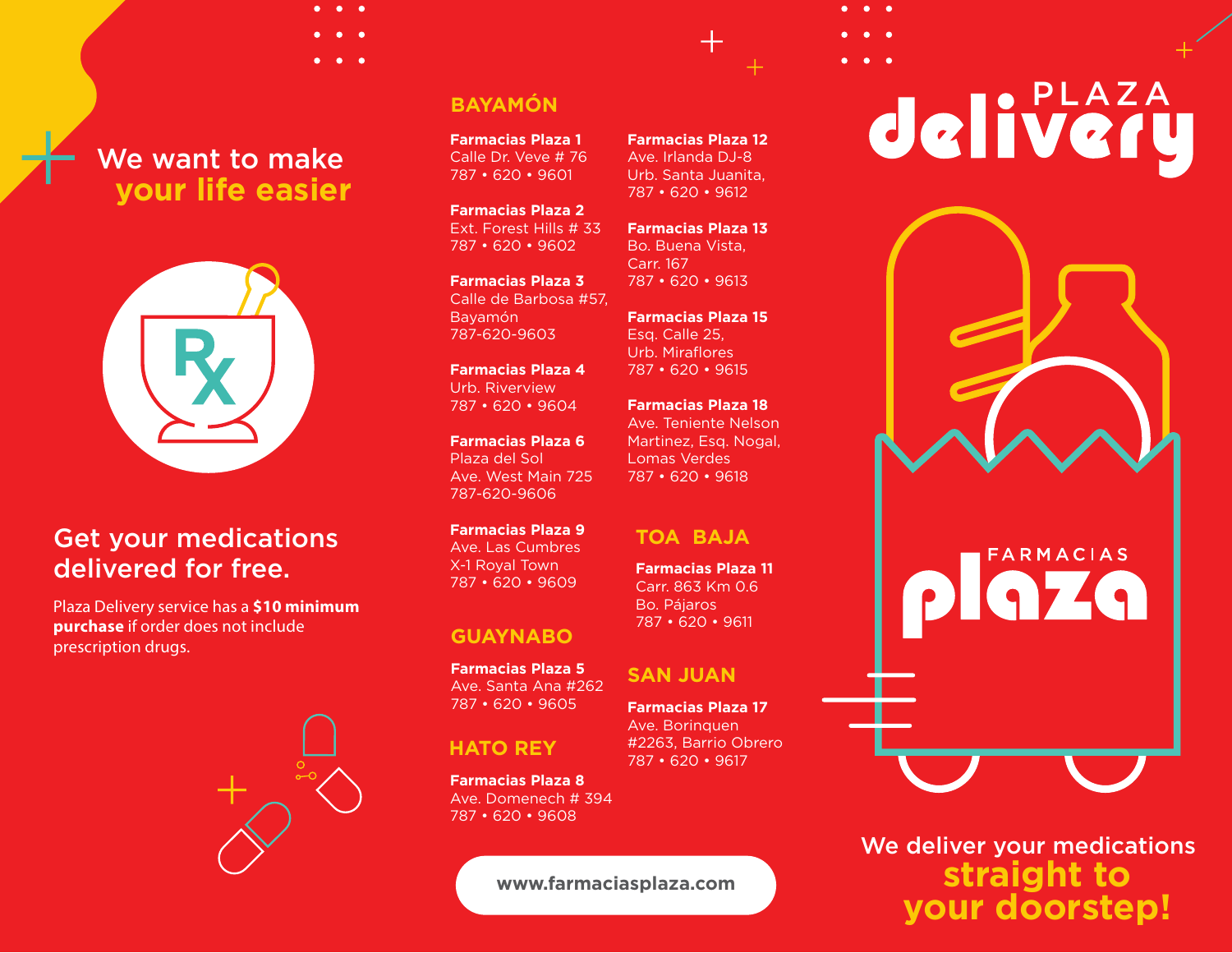We want to make
**your life easier**

## Get your medications delivered for free.

Plaza Delivery service has a **$10 minimum purchase** if order does not include prescription drugs.

## BAYAMÓN

**Farmacias Plaza 1**
Calle Dr. Veve # 76
787 • 620 • 9601

**Farmacias Plaza 2**
Ext. Forest Hills # 33
787 • 620 • 9602

**Farmacias Plaza 3**
Calle de Barbosa #57, Bayamón
787-620-9603

**Farmacias Plaza 4**
Urb. Riverview
787 • 620 • 9604

**Farmacias Plaza 6**
Plaza del Sol
Ave. West Main 725
787-620-9606

**Farmacias Plaza 9**
Ave. Las Cumbres
X-1 Royal Town
787 • 620 • 9609

**Farmacias Plaza 12**
Ave. Irlanda DJ-8
Urb. Santa Juanita,
787 • 620 • 9612

**Farmacias Plaza 13**
Bo. Buena Vista,
Carr. 167
787 • 620 • 9613

**Farmacias Plaza 15**
Esq. Calle 25,
Urb. Miraflores
787 • 620 • 9615

**Farmacias Plaza 18**
Ave. Teniente Nelson Martinez, Esq. Nogal,
Lomas Verdes
787 • 620 • 9618

## GUAYNABO

**Farmacias Plaza 5**
Ave. Santa Ana #262
787 • 620 • 9605

## HATO REY

**Farmacias Plaza 8**
Ave. Domenech # 394
787 • 620 • 9608

## TOA BAJA

**Farmacias Plaza 11**
Carr. 863 Km 0.6
Bo. Pájaros
787 • 620 • 9611

## SAN JUAN

**Farmacias Plaza 17**
Ave. Borinquen
#2263, Barrio Obrero
787 • 620 • 9617

www.farmaciasplaza.com

# PLAZA delivery

FARMACIAS plaza

We deliver your medications
**straight to your doorstep!**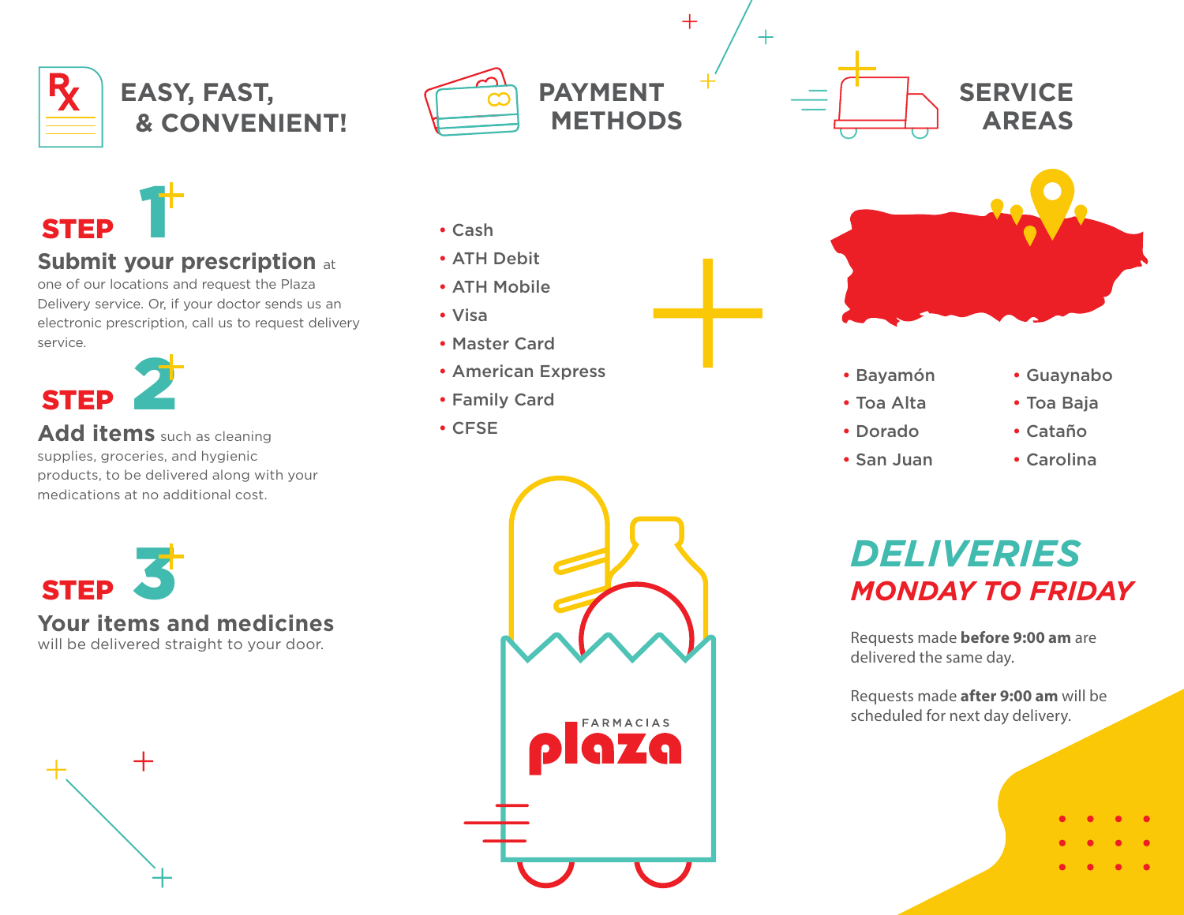## EASY, FAST, & CONVENIENT!

### STEP 1

**Submit your prescription** at one of our locations and request the Plaza Delivery service. Or, if your doctor sends us an electronic prescription, call us to request delivery service.

### STEP 2

**Add items** such as cleaning supplies, groceries, and hygienic products, to be delivered along with your medications at no additional cost.

### STEP 3

**Your items and medicines** will be delivered straight to your door.

## PAYMENT METHODS

- Cash
- ATH Debit
- ATH Mobile
- Visa
- Master Card
- American Express
- Family Card
- CFSE

FARMACIAS plaza

## SERVICE AREAS

- Bayamón
- Toa Alta
- Dorado
- San Juan
- Guaynabo
- Toa Baja
- Cataño
- Carolina

## *DELIVERIES*
### *MONDAY TO FRIDAY*

Requests made **before 9:00 am** are delivered the same day.

Requests made **after 9:00 am** will be scheduled for next day delivery.